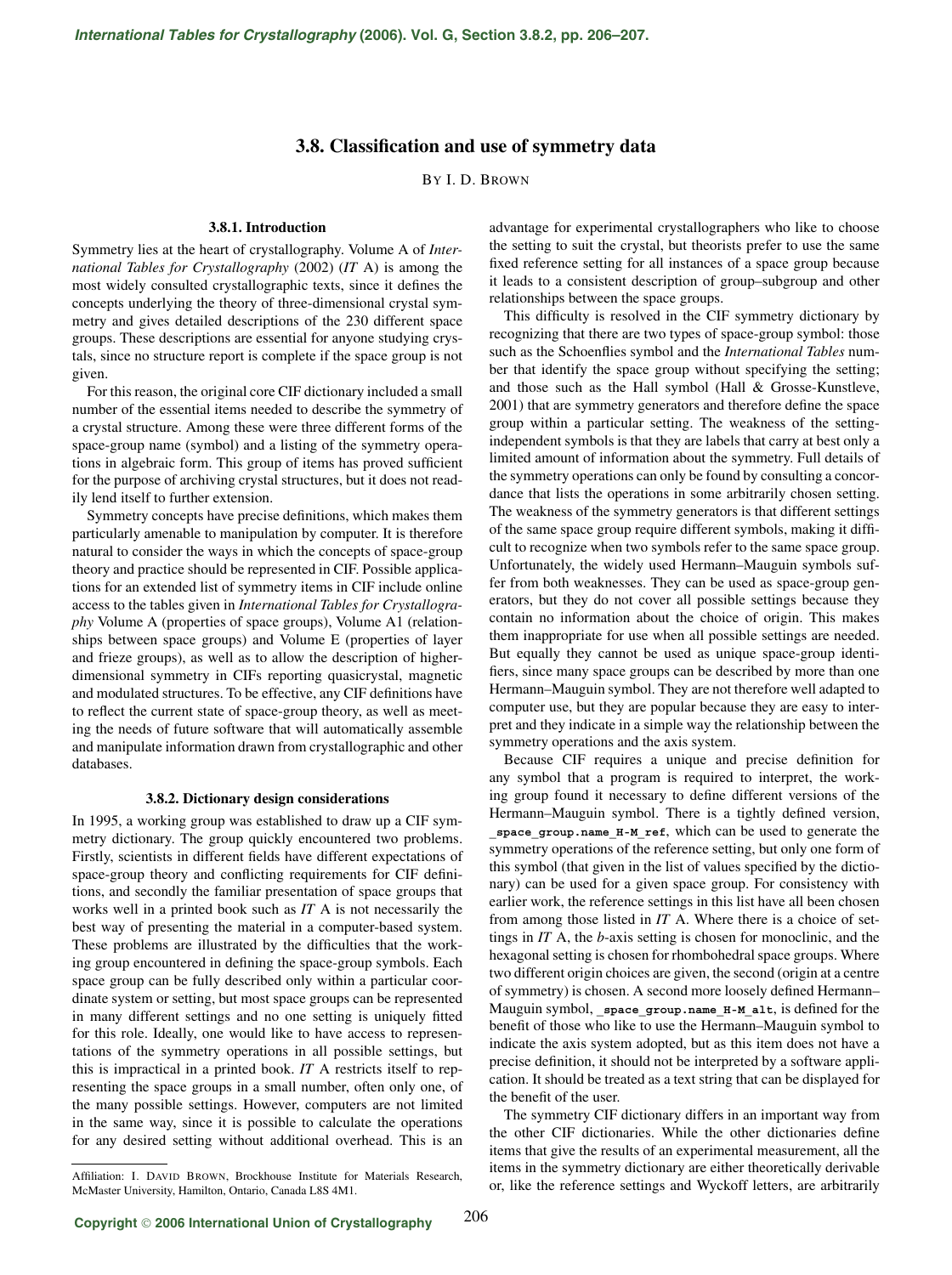# 3.8. Classification and use of symmetry data

By I. D. Brown

## 3.8.1. Introduction

Symmetry lies at the heart of crystallography. Volume A of *International Tables for Crystallography* (2002) (*IT* A) is among the most widely consulted crystallographic texts, since it defines the concepts underlying the theory of three-dimensional crystal symmetry and gives detailed descriptions of the 230 different space groups. These descriptions are essential for anyone studying crystals, since no structure report is complete if the space group is not given.

For this reason, the original core CIF dictionary included a small number of the essential items needed to describe the symmetry of a crystal structure. Among these were three different forms of the space-group name (symbol) and a listing of the symmetry operations in algebraic form. This group of items has proved sufficient for the purpose of archiving crystal structures, but it does not readily lend itself to further extension.

Symmetry concepts have precise definitions, which makes them particularly amenable to manipulation by computer. It is therefore natural to consider the ways in which the concepts of space-group theory and practice should be represented in CIF. Possible applications for an extended list of symmetry items in CIF include online access to the tables given in *International Tables for Crystallography* Volume A (properties of space groups), Volume A1 (relationships between space groups) and Volume E (properties of layer and frieze groups), as well as to allow the description of higher-dimensional symmetry in CIFs reporting quasicrystal, magnetic and modulated structures. To be effective, any CIF definitions have to reflect the current state of space-group theory, as well as meeting the needs of future software that will automatically assemble and manipulate information drawn from crystallographic and other databases.

## 3.8.2. Dictionary design considerations

In 1995, a working group was established to draw up a CIF symmetry dictionary. The group quickly encountered two problems. Firstly, scientists in different fields have different expectations of space-group theory and conflicting requirements for CIF definitions, and secondly the familiar presentation of space groups that works well in a printed book such as *IT* A is not necessarily the best way of presenting the material in a computer-based system. These problems are illustrated by the difficulties that the working group encountered in defining the space-group symbols. Each space group can be fully described only within a particular coordinate system or setting, but most space groups can be represented in many different settings and no one setting is uniquely fitted for this role. Ideally, one would like to have access to representations of the symmetry operations in all possible settings, but this is impractical in a printed book. *IT* A restricts itself to representing the space groups in a small number, often only one, of the many possible settings. However, computers are not limited in the same way, since it is possible to calculate the operations for any desired setting without additional overhead. This is an advantage for experimental crystallographers who like to choose the setting to suit the crystal, but theorists prefer to use the same fixed reference setting for all instances of a space group because it leads to a consistent description of group–subgroup and other relationships between the space groups.

This difficulty is resolved in the CIF symmetry dictionary by recognizing that there are two types of space-group symbol: those such as the Schoenflies symbol and the *International Tables* number that identify the space group without specifying the setting; and those such as the Hall symbol (Hall & Grosse-Kunstleve, 2001) that are symmetry generators and therefore define the space group within a particular setting. The weakness of the setting-independent symbols is that they are labels that carry at best only a limited amount of information about the symmetry. Full details of the symmetry operations can only be found by consulting a concordance that lists the operations in some arbitrarily chosen setting. The weakness of the symmetry generators is that different settings of the same space group require different symbols, making it difficult to recognize when two symbols refer to the same space group. Unfortunately, the widely used Hermann–Mauguin symbols suffer from both weaknesses. They can be used as space-group generators, but they do not cover all possible settings because they contain no information about the choice of origin. This makes them inappropriate for use when all possible settings are needed. But equally they cannot be used as unique space-group identifiers, since many space groups can be described by more than one Hermann–Mauguin symbol. They are not therefore well adapted to computer use, but they are popular because they are easy to interpret and they indicate in a simple way the relationship between the symmetry operations and the axis system.

Because CIF requires a unique and precise definition for any symbol that a program is required to interpret, the working group found it necessary to define different versions of the Hermann–Mauguin symbol. There is a tightly defined version, **`_space_group.name_H-M_ref`**, which can be used to generate the symmetry operations of the reference setting, but only one form of this symbol (that given in the list of values specified by the dictionary) can be used for a given space group. For consistency with earlier work, the reference settings in this list have all been chosen from among those listed in *IT* A. Where there is a choice of settings in *IT* A, the *b*-axis setting is chosen for monoclinic, and the hexagonal setting is chosen for rhombohedral space groups. Where two different origin choices are given, the second (origin at a centre of symmetry) is chosen. A second more loosely defined Hermann–Mauguin symbol, **`_space_group.name_H-M_alt`**, is defined for the benefit of those who like to use the Hermann–Mauguin symbol to indicate the axis system adopted, but as this item does not have a precise definition, it should not be interpreted by a software application. It should be treated as a text string that can be displayed for the benefit of the user.

The symmetry CIF dictionary differs in an important way from the other CIF dictionaries. While the other dictionaries define items that give the results of an experimental measurement, all the items in the symmetry dictionary are either theoretically derivable or, like the reference settings and Wyckoff letters, are arbitrarily

Affiliation: I. David Brown, Brockhouse Institute for Materials Research, McMaster University, Hamilton, Ontario, Canada L8S 4M1.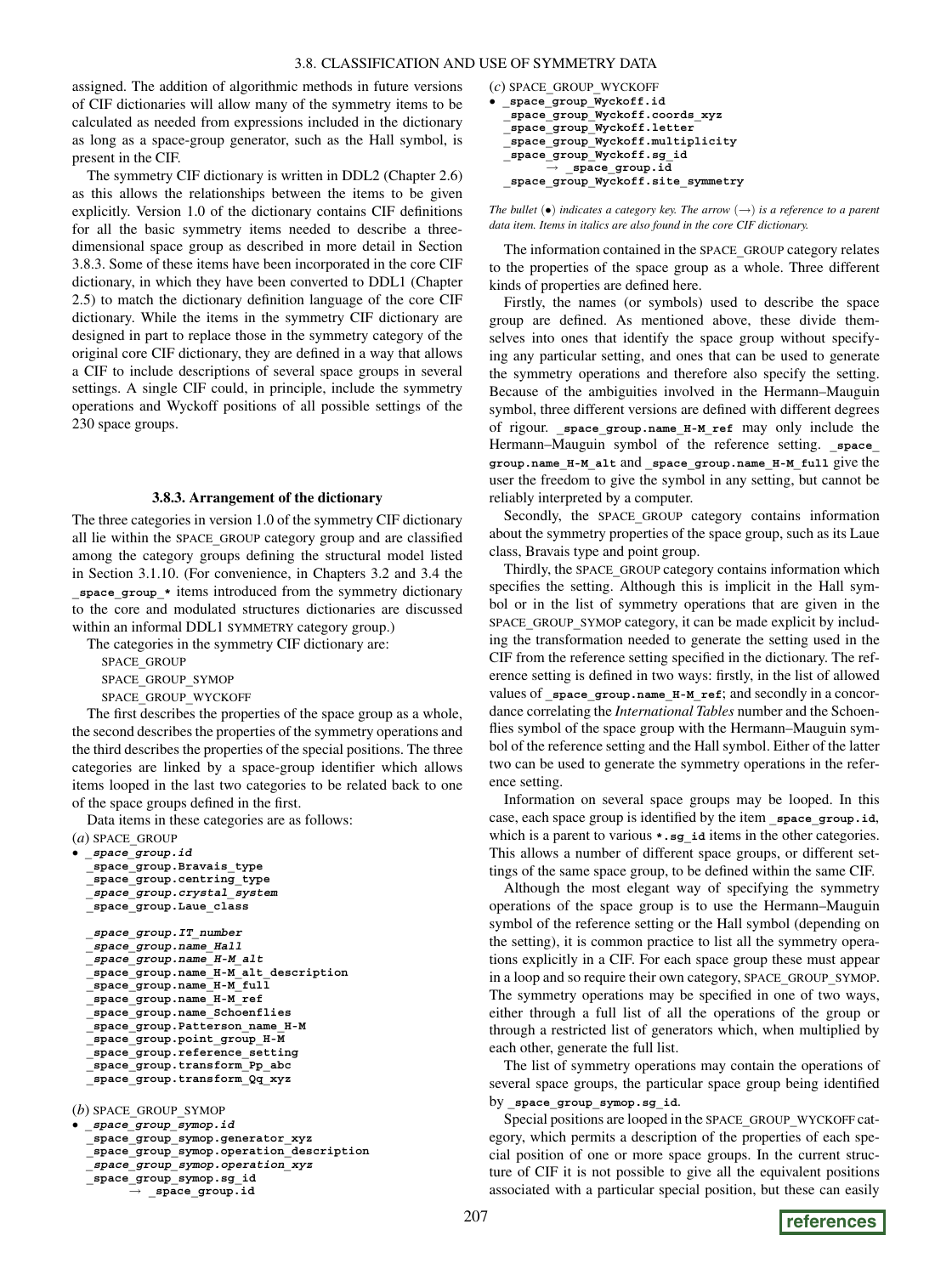assigned. The addition of algorithmic methods in future versions of CIF dictionaries will allow many of the symmetry items to be calculated as needed from expressions included in the dictionary as long as a space-group generator, such as the Hall symbol, is present in the CIF.

The symmetry CIF dictionary is written in DDL2 (Chapter 2.6) as this allows the relationships between the items to be given explicitly. Version 1.0 of the dictionary contains CIF definitions for all the basic symmetry items needed to describe a three-dimensional space group as described in more detail in Section 3.8.3. Some of these items have been incorporated in the core CIF dictionary, in which they have been converted to DDL1 (Chapter 2.5) to match the dictionary definition language of the core CIF dictionary. While the items in the symmetry CIF dictionary are designed in part to replace those in the symmetry category of the original core CIF dictionary, they are defined in a way that allows a CIF to include descriptions of several space groups in several settings. A single CIF could, in principle, include the symmetry operations and Wyckoff positions of all possible settings of the 230 space groups.

### 3.8.3. Arrangement of the dictionary

The three categories in version 1.0 of the symmetry CIF dictionary all lie within the SPACE_GROUP category group and are classified among the category groups defining the structural model listed in Section 3.1.10. (For convenience, in Chapters 3.2 and 3.4 the **`_space_group_*`** items introduced from the symmetry dictionary to the core and modulated structures dictionaries are discussed within an informal DDL1 SYMMETRY category group.)

The categories in the symmetry CIF dictionary are:

SPACE_GROUP
SPACE_GROUP_SYMOP
SPACE_GROUP_WYCKOFF

The first describes the properties of the space group as a whole, the second describes the properties of the symmetry operations and the third describes the properties of the special positions. The three categories are linked by a space-group identifier which allows items looped in the last two categories to be related back to one of the space groups defined in the first.

Data items in these categories are as follows:

(*a*) SPACE_GROUP

```
• _space_group.id
  _space_group.Bravais_type
  _space_group.centring_type
  _space_group.crystal_system
  _space_group.Laue_class

  _space_group.IT_number
  _space_group.name_Hall
  _space_group.name_H-M_alt
  _space_group.name_H-M_alt_description
  _space_group.name_H-M_full
  _space_group.name_H-M_ref
  _space_group.name_Schoenflies
  _space_group.Patterson_name_H-M
  _space_group.point_group_H-M
  _space_group.reference_setting
  _space_group.transform_Pp_abc
  _space_group.transform_Qq_xyz
```

(*b*) SPACE_GROUP_SYMOP

```
• _space_group_symop.id
  _space_group_symop.generator_xyz
  _space_group_symop.operation_description
  _space_group_symop.operation_xyz
  _space_group_symop.sg_id
        → _space_group.id
```

(*c*) SPACE_GROUP_WYCKOFF

```
• _space_group_Wyckoff.id
  _space_group_Wyckoff.coords_xyz
  _space_group_Wyckoff.letter
  _space_group_Wyckoff.multiplicity
  _space_group_Wyckoff.sg_id
        → _space_group.id
  _space_group_Wyckoff.site_symmetry
```

*The bullet (•) indicates a category key. The arrow (→) is a reference to a parent data item. Items in italics are also found in the core CIF dictionary.*

The information contained in the SPACE_GROUP category relates to the properties of the space group as a whole. Three different kinds of properties are defined here.

Firstly, the names (or symbols) used to describe the space group are defined. As mentioned above, these divide themselves into ones that identify the space group without specifying any particular setting, and ones that can be used to generate the symmetry operations and therefore also specify the setting. Because of the ambiguities involved in the Hermann–Mauguin symbol, three different versions are defined with different degrees of rigour. **`_space_group.name_H-M_ref`** may only include the Hermann–Mauguin symbol of the reference setting. **`_space_group.name_H-M_alt`** and **`_space_group.name_H-M_full`** give the user the freedom to give the symbol in any setting, but cannot be reliably interpreted by a computer.

Secondly, the SPACE_GROUP category contains information about the symmetry properties of the space group, such as its Laue class, Bravais type and point group.

Thirdly, the SPACE_GROUP category contains information which specifies the setting. Although this is implicit in the Hall symbol or in the list of symmetry operations that are given in the SPACE_GROUP_SYMOP category, it can be made explicit by including the transformation needed to generate the setting used in the CIF from the reference setting specified in the dictionary. The reference setting is defined in two ways: firstly, in the list of allowed values of **`_space_group.name_H-M_ref`**; and secondly in a concordance correlating the *International Tables* number and the Schoenflies symbol of the space group with the Hermann–Mauguin symbol of the reference setting and the Hall symbol. Either of the latter two can be used to generate the symmetry operations in the reference setting.

Information on several space groups may be looped. In this case, each space group is identified by the item **`_space_group.id`**, which is a parent to various **`*.sg_id`** items in the other categories. This allows a number of different space groups, or different settings of the same space group, to be defined within the same CIF.

Although the most elegant way of specifying the symmetry operations of the space group is to use the Hermann–Mauguin symbol of the reference setting or the Hall symbol (depending on the setting), it is common practice to list all the symmetry operations explicitly in a CIF. For each space group these must appear in a loop and so require their own category, SPACE_GROUP_SYMOP. The symmetry operations may be specified in one of two ways, either through a full list of all the operations of the group or through a restricted list of generators which, when multiplied by each other, generate the full list.

The list of symmetry operations may contain the operations of several space groups, the particular space group being identified by **`_space_group_symop.sg_id`**.

Special positions are looped in the SPACE_GROUP_WYCKOFF category, which permits a description of the properties of each special position of one or more space groups. In the current structure of CIF it is not possible to give all the equivalent positions associated with a particular special position, but these can easily